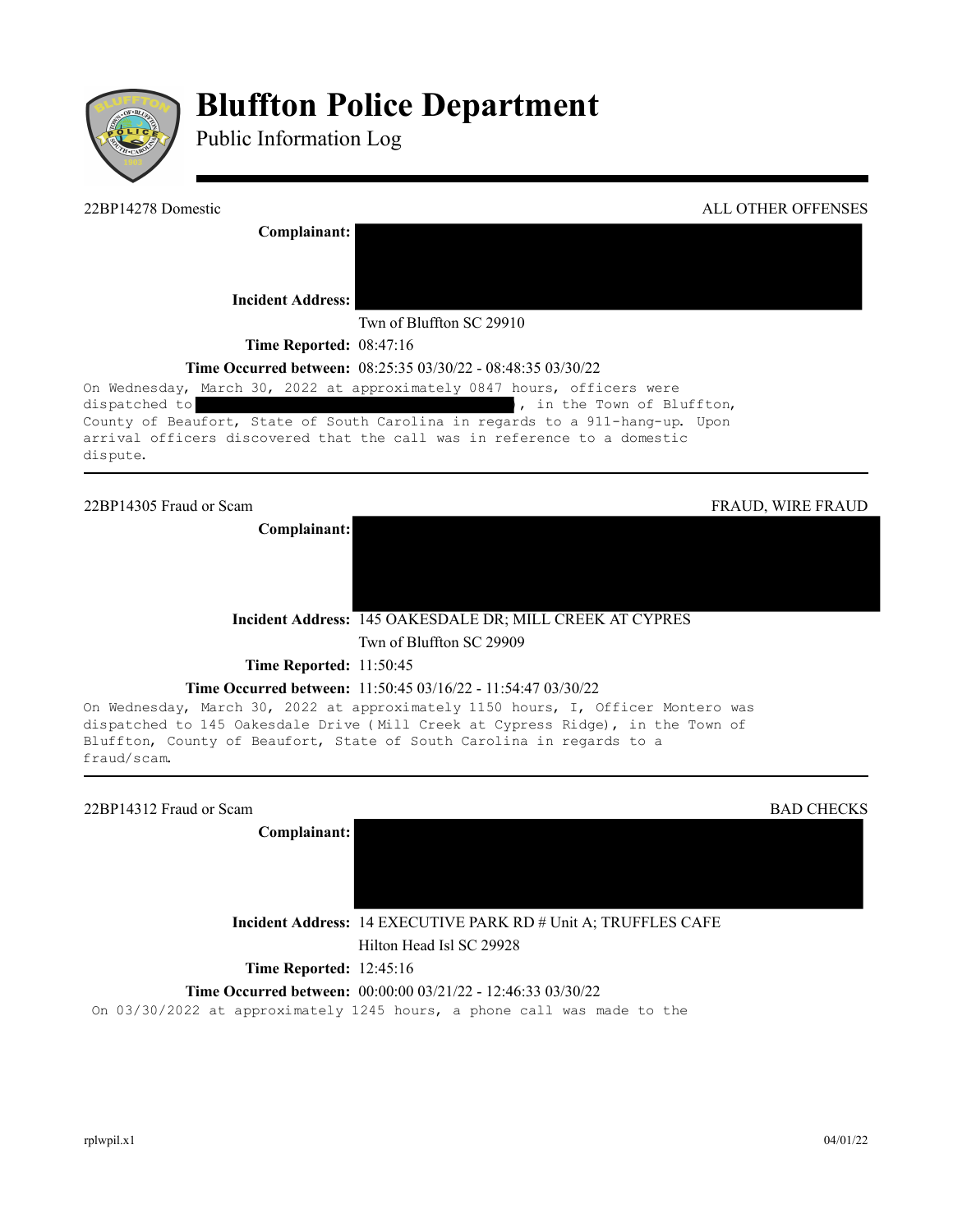# Bluffton Police Department

Public Information Log

---

22BP14278 Domestic — ALL OTHER OFFENSES

**Complainant:**

**Incident Address:**

Twn of Bluffton SC 29910

**Time Reported:** 08:47:16

**Time Occurred between:** 08:25:35 03/30/22 - 08:48:35 03/30/22

On Wednesday, March 30, 2022 at approximately 0847 hours, officers were dispatched to , in the Town of Bluffton, County of Beaufort, State of South Carolina in regards to a 911-hang-up. Upon arrival officers discovered that the call was in reference to a domestic dispute.

---

22BP14305 Fraud or Scam — FRAUD, WIRE FRAUD

**Complainant:**

**Incident Address:** 145 OAKESDALE DR; MILL CREEK AT CYPRES

Twn of Bluffton SC 29909

**Time Reported:** 11:50:45

**Time Occurred between:** 11:50:45 03/16/22 - 11:54:47 03/30/22

On Wednesday, March 30, 2022 at approximately 1150 hours, I, Officer Montero was dispatched to 145 Oakesdale Drive (Mill Creek at Cypress Ridge), in the Town of Bluffton, County of Beaufort, State of South Carolina in regards to a fraud/scam.

---

22BP14312 Fraud or Scam — BAD CHECKS

**Complainant:**

**Incident Address:** 14 EXECUTIVE PARK RD # Unit A; TRUFFLES CAFE

Hilton Head Isl SC 29928

**Time Reported:** 12:45:16

**Time Occurred between:** 00:00:00 03/21/22 - 12:46:33 03/30/22

On 03/30/2022 at approximately 1245 hours, a phone call was made to the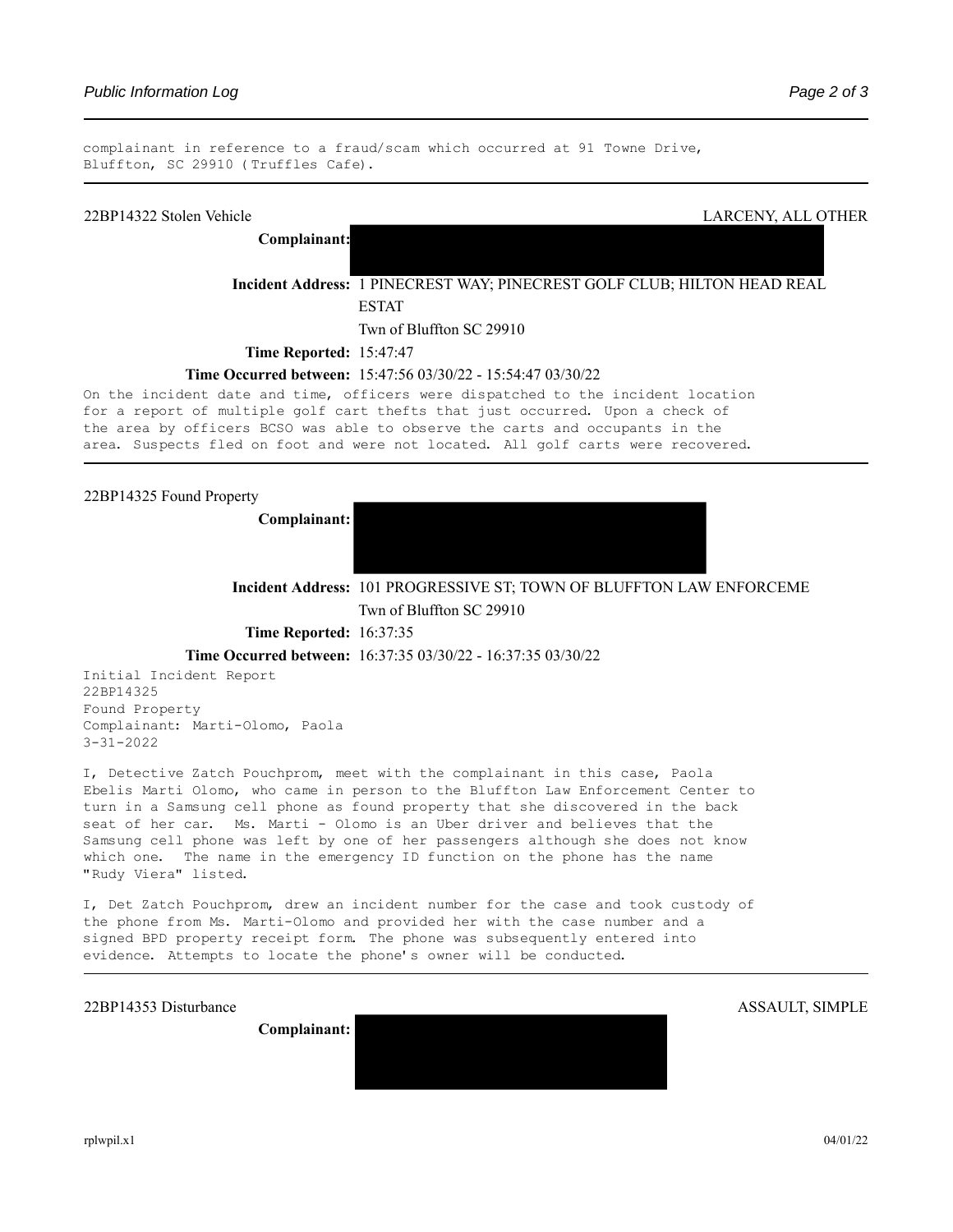complainant in reference to a fraud/scam which occurred at 91 Towne Drive, Bluffton, SC 29910 (Truffles Cafe).

---

22BP14322 Stolen Vehicle — LARCENY, ALL OTHER

**Complainant:** [REDACTED]

**Incident Address:** 1 PINECREST WAY; PINECREST GOLF CLUB; HILTON HEAD REAL ESTAT
Twn of Bluffton SC 29910

**Time Reported:** 15:47:47

**Time Occurred between:** 15:47:56 03/30/22 - 15:54:47 03/30/22

On the incident date and time, officers were dispatched to the incident location for a report of multiple golf cart thefts that just occurred. Upon a check of the area by officers BCSO was able to observe the carts and occupants in the area. Suspects fled on foot and were not located. All golf carts were recovered.

---

22BP14325 Found Property

**Complainant:** [REDACTED]

**Incident Address:** 101 PROGRESSIVE ST; TOWN OF BLUFFTON LAW ENFORCEME
Twn of Bluffton SC 29910

**Time Reported:** 16:37:35

**Time Occurred between:** 16:37:35 03/30/22 - 16:37:35 03/30/22

Initial Incident Report
22BP14325
Found Property
Complainant: Marti-Olomo, Paola
3-31-2022

I, Detective Zatch Pouchprom, meet with the complainant in this case, Paola Ebelis Marti Olomo, who came in person to the Bluffton Law Enforcement Center to turn in a Samsung cell phone as found property that she discovered in the back seat of her car. Ms. Marti - Olomo is an Uber driver and believes that the Samsung cell phone was left by one of her passengers although she does not know which one. The name in the emergency ID function on the phone has the name "Rudy Viera" listed.

I, Det Zatch Pouchprom, drew an incident number for the case and took custody of the phone from Ms. Marti-Olomo and provided her with the case number and a signed BPD property receipt form. The phone was subsequently entered into evidence. Attempts to locate the phone's owner will be conducted.

---

22BP14353 Disturbance — ASSAULT, SIMPLE

**Complainant:** [REDACTED]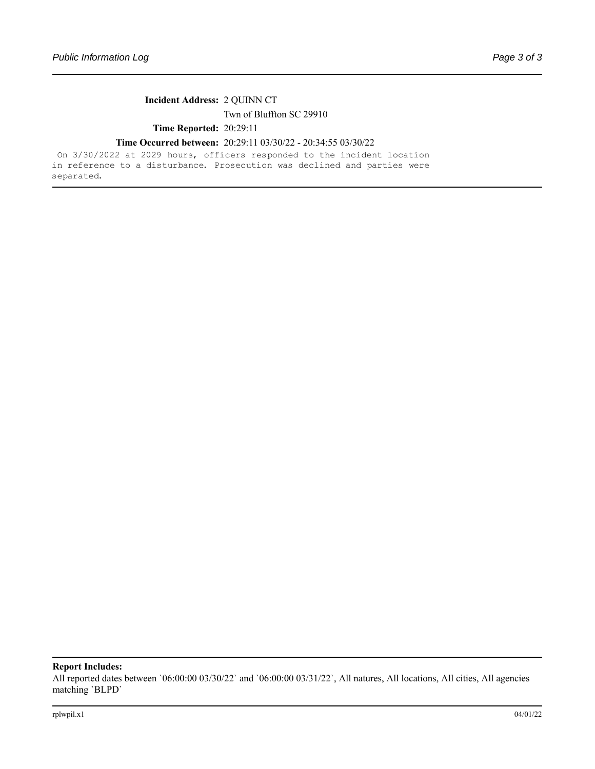**Incident Address:** 2 QUINN CT
Twn of Bluffton SC 29910

**Time Reported:** 20:29:11

**Time Occurred between:** 20:29:11 03/30/22 - 20:34:55 03/30/22

On 3/30/2022 at 2029 hours, officers responded to the incident location in reference to a disturbance. Prosecution was declined and parties were separated.

---

**Report Includes:**

All reported dates between `06:00:00 03/30/22` and `06:00:00 03/31/22`, All natures, All locations, All cities, All agencies matching `BLPD`

rplwpil.x1 04/01/22